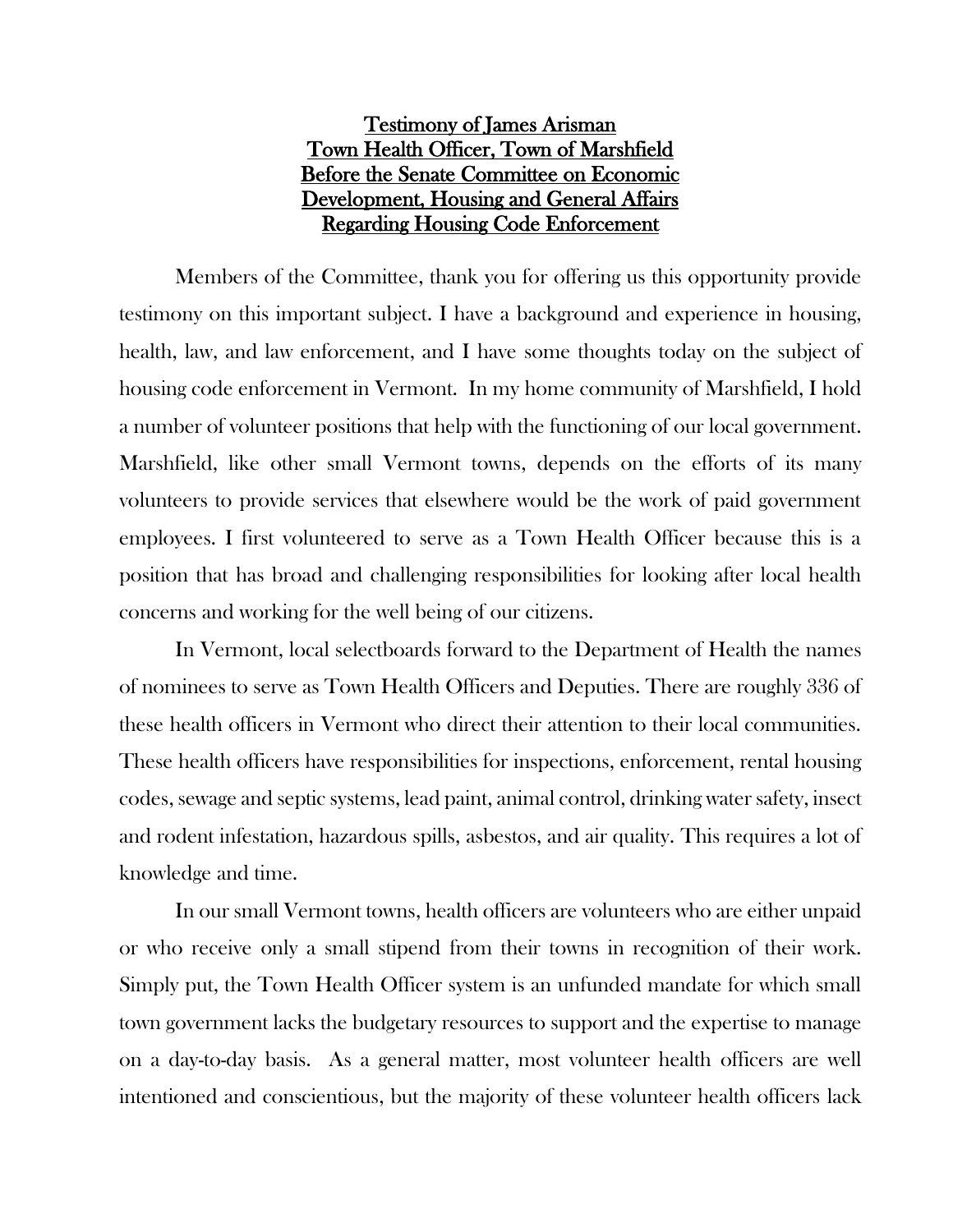# Testimony of James Arisman
# Town Health Officer, Town of Marshfield
# Before the Senate Committee on Economic Development, Housing and General Affairs
# Regarding Housing Code Enforcement

Members of the Committee, thank you for offering us this opportunity provide testimony on this important subject. I have a background and experience in housing, health, law, and law enforcement, and I have some thoughts today on the subject of housing code enforcement in Vermont. In my home community of Marshfield, I hold a number of volunteer positions that help with the functioning of our local government. Marshfield, like other small Vermont towns, depends on the efforts of its many volunteers to provide services that elsewhere would be the work of paid government employees. I first volunteered to serve as a Town Health Officer because this is a position that has broad and challenging responsibilities for looking after local health concerns and working for the well being of our citizens.

In Vermont, local selectboards forward to the Department of Health the names of nominees to serve as Town Health Officers and Deputies. There are roughly 336 of these health officers in Vermont who direct their attention to their local communities. These health officers have responsibilities for inspections, enforcement, rental housing codes, sewage and septic systems, lead paint, animal control, drinking water safety, insect and rodent infestation, hazardous spills, asbestos, and air quality. This requires a lot of knowledge and time.

In our small Vermont towns, health officers are volunteers who are either unpaid or who receive only a small stipend from their towns in recognition of their work. Simply put, the Town Health Officer system is an unfunded mandate for which small town government lacks the budgetary resources to support and the expertise to manage on a day-to-day basis. As a general matter, most volunteer health officers are well intentioned and conscientious, but the majority of these volunteer health officers lack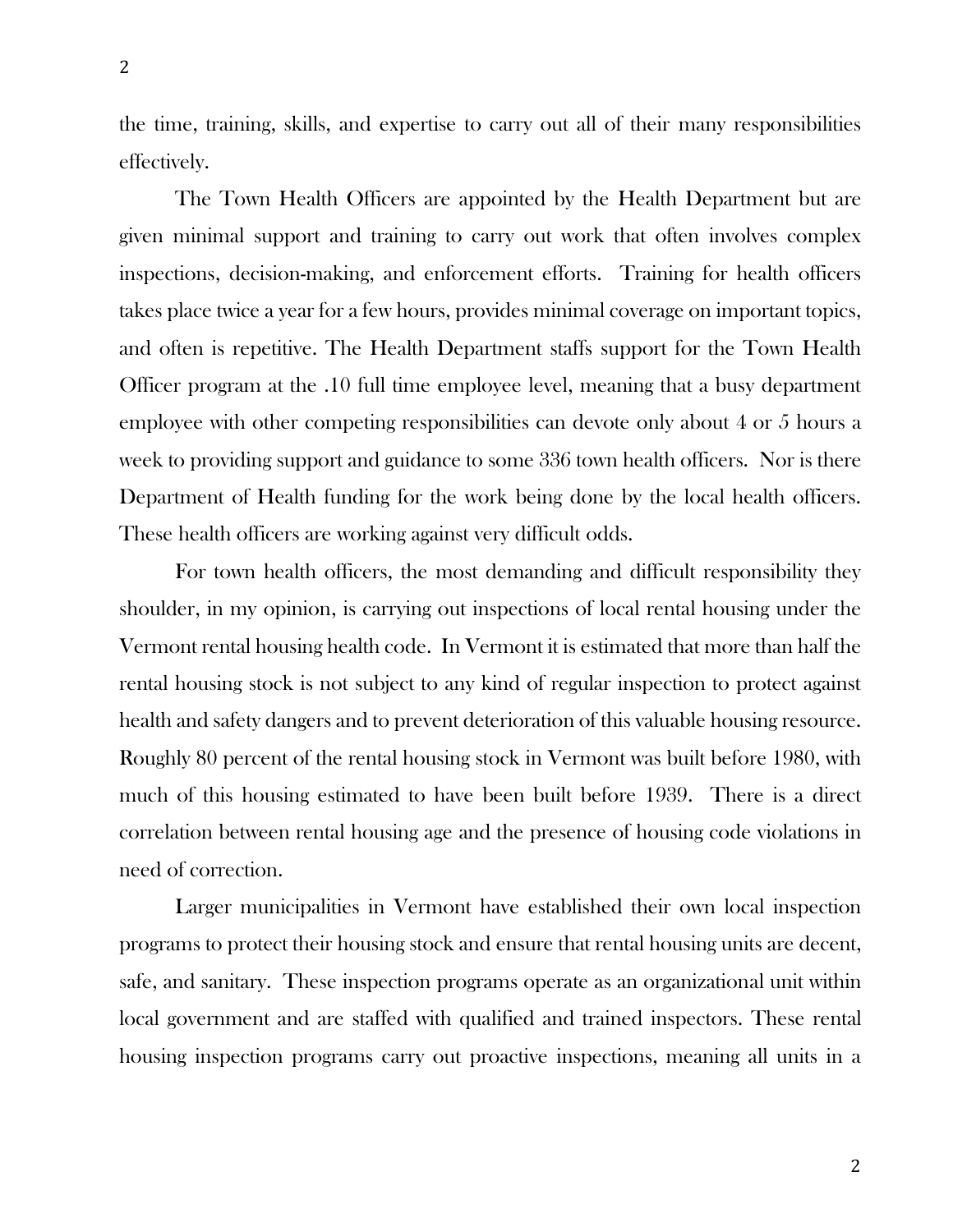the time, training, skills, and expertise to carry out all of their many responsibilities effectively.

The Town Health Officers are appointed by the Health Department but are given minimal support and training to carry out work that often involves complex inspections, decision-making, and enforcement efforts. Training for health officers takes place twice a year for a few hours, provides minimal coverage on important topics, and often is repetitive. The Health Department staffs support for the Town Health Officer program at the .10 full time employee level, meaning that a busy department employee with other competing responsibilities can devote only about 4 or 5 hours a week to providing support and guidance to some 336 town health officers. Nor is there Department of Health funding for the work being done by the local health officers. These health officers are working against very difficult odds.

For town health officers, the most demanding and difficult responsibility they shoulder, in my opinion, is carrying out inspections of local rental housing under the Vermont rental housing health code. In Vermont it is estimated that more than half the rental housing stock is not subject to any kind of regular inspection to protect against health and safety dangers and to prevent deterioration of this valuable housing resource. Roughly 80 percent of the rental housing stock in Vermont was built before 1980, with much of this housing estimated to have been built before 1939. There is a direct correlation between rental housing age and the presence of housing code violations in need of correction.

Larger municipalities in Vermont have established their own local inspection programs to protect their housing stock and ensure that rental housing units are decent, safe, and sanitary. These inspection programs operate as an organizational unit within local government and are staffed with qualified and trained inspectors. These rental housing inspection programs carry out proactive inspections, meaning all units in a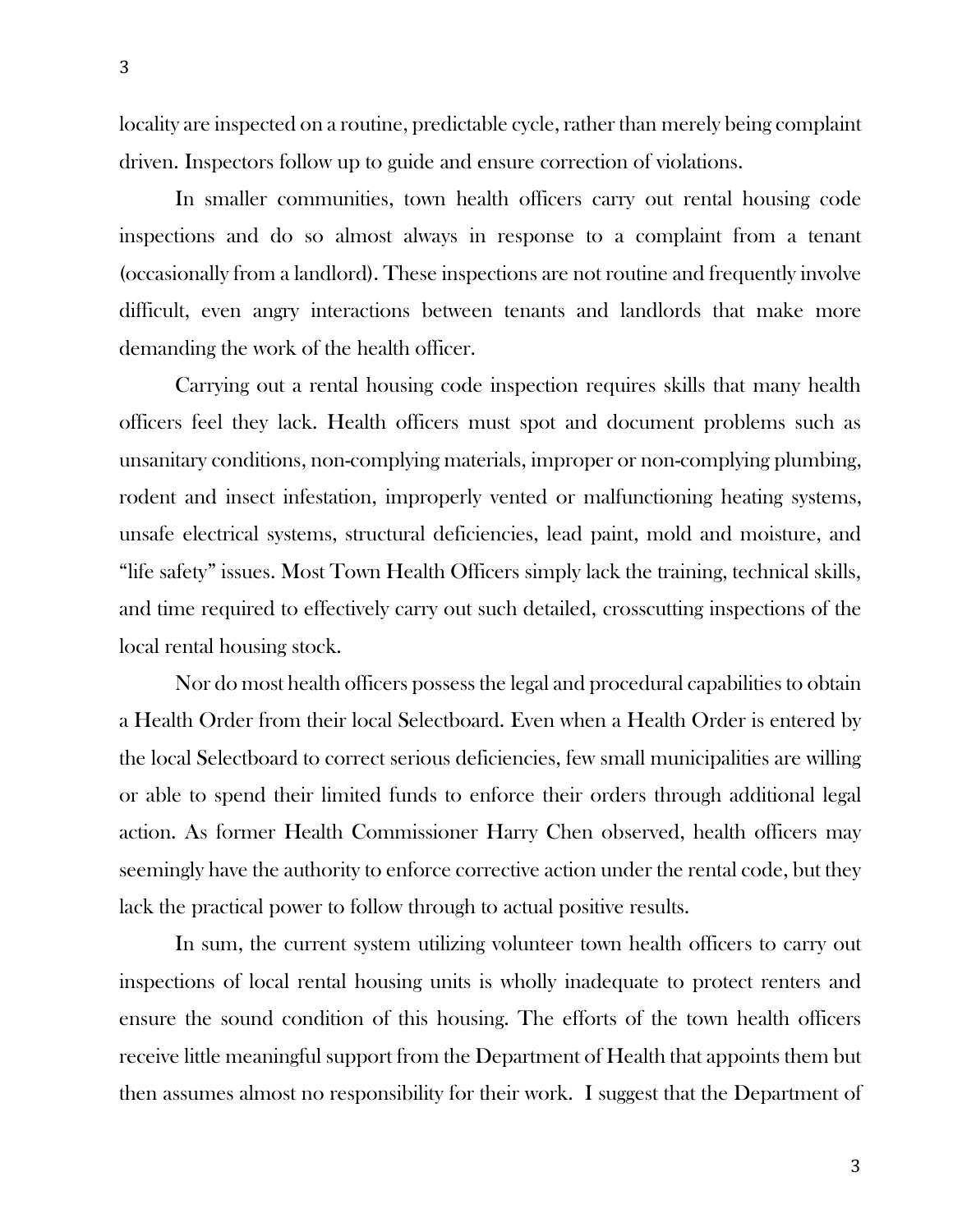locality are inspected on a routine, predictable cycle, rather than merely being complaint driven. Inspectors follow up to guide and ensure correction of violations.

In smaller communities, town health officers carry out rental housing code inspections and do so almost always in response to a complaint from a tenant (occasionally from a landlord). These inspections are not routine and frequently involve difficult, even angry interactions between tenants and landlords that make more demanding the work of the health officer.

Carrying out a rental housing code inspection requires skills that many health officers feel they lack. Health officers must spot and document problems such as unsanitary conditions, non-complying materials, improper or non-complying plumbing, rodent and insect infestation, improperly vented or malfunctioning heating systems, unsafe electrical systems, structural deficiencies, lead paint, mold and moisture, and "life safety" issues. Most Town Health Officers simply lack the training, technical skills, and time required to effectively carry out such detailed, crosscutting inspections of the local rental housing stock.

Nor do most health officers possess the legal and procedural capabilities to obtain a Health Order from their local Selectboard. Even when a Health Order is entered by the local Selectboard to correct serious deficiencies, few small municipalities are willing or able to spend their limited funds to enforce their orders through additional legal action. As former Health Commissioner Harry Chen observed, health officers may seemingly have the authority to enforce corrective action under the rental code, but they lack the practical power to follow through to actual positive results.

In sum, the current system utilizing volunteer town health officers to carry out inspections of local rental housing units is wholly inadequate to protect renters and ensure the sound condition of this housing. The efforts of the town health officers receive little meaningful support from the Department of Health that appoints them but then assumes almost no responsibility for their work. I suggest that the Department of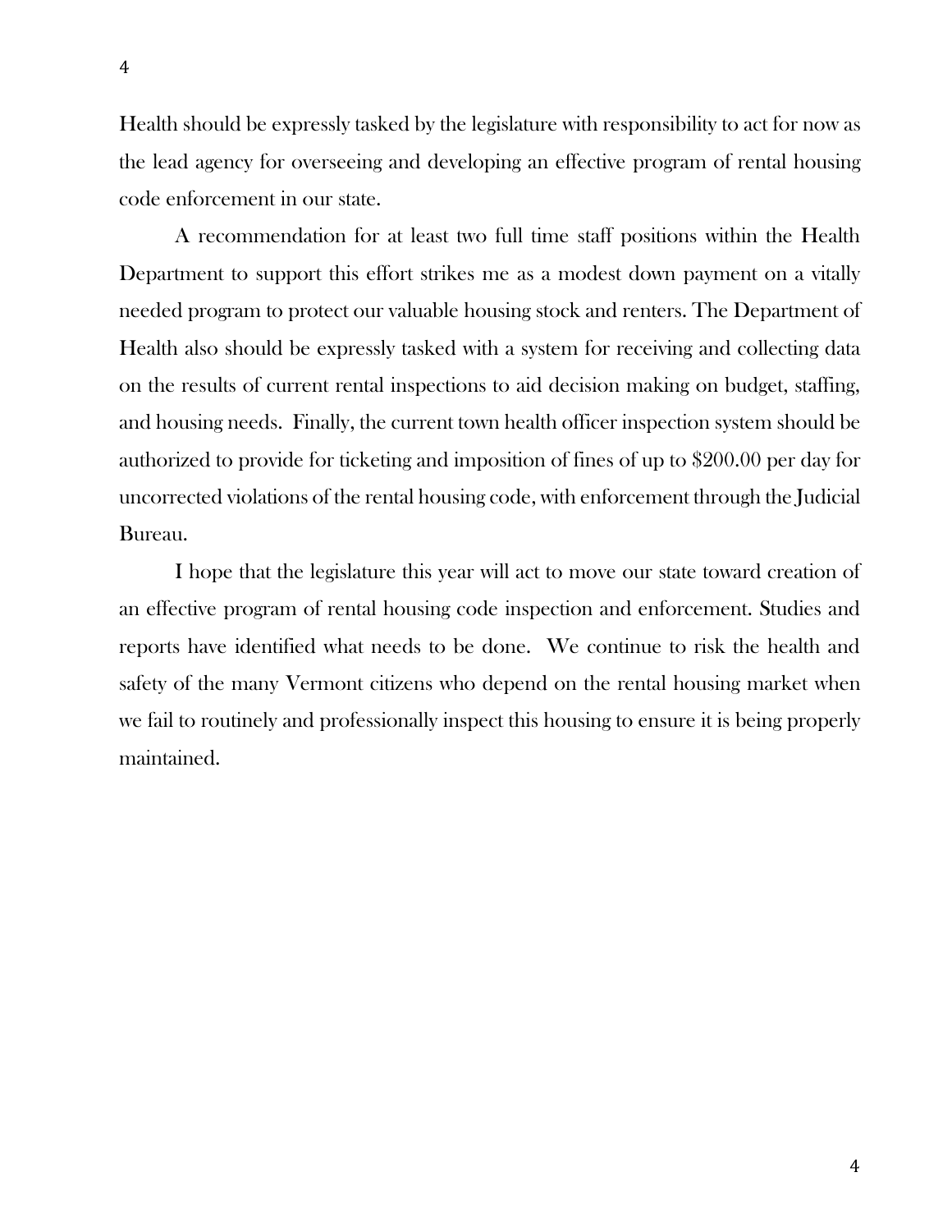Health should be expressly tasked by the legislature with responsibility to act for now as the lead agency for overseeing and developing an effective program of rental housing code enforcement in our state.

A recommendation for at least two full time staff positions within the Health Department to support this effort strikes me as a modest down payment on a vitally needed program to protect our valuable housing stock and renters. The Department of Health also should be expressly tasked with a system for receiving and collecting data on the results of current rental inspections to aid decision making on budget, staffing, and housing needs. Finally, the current town health officer inspection system should be authorized to provide for ticketing and imposition of fines of up to $200.00 per day for uncorrected violations of the rental housing code, with enforcement through the Judicial Bureau.

I hope that the legislature this year will act to move our state toward creation of an effective program of rental housing code inspection and enforcement. Studies and reports have identified what needs to be done. We continue to risk the health and safety of the many Vermont citizens who depend on the rental housing market when we fail to routinely and professionally inspect this housing to ensure it is being properly maintained.